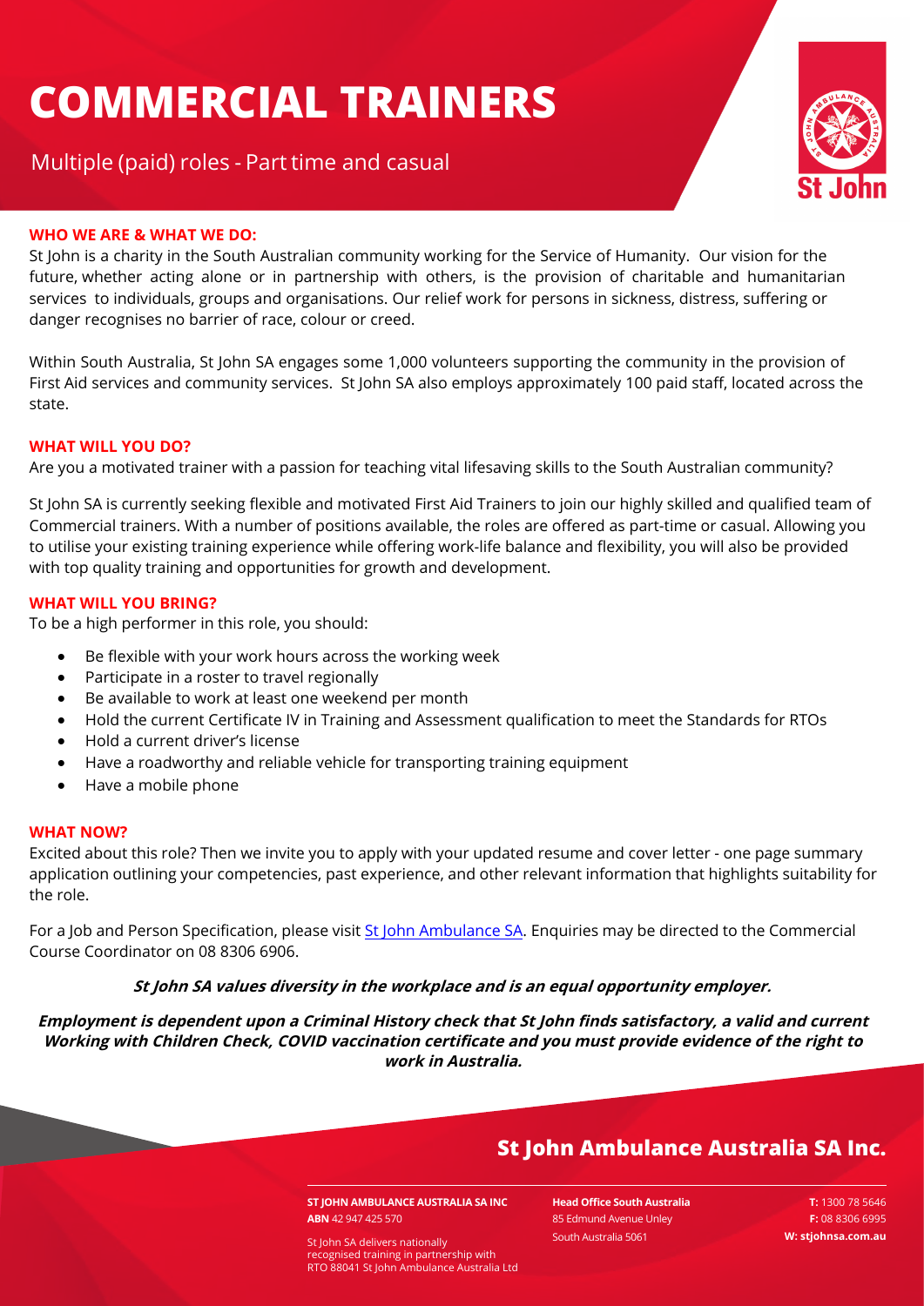# COMMERCIAL TRAINERS

Multiple (paid) roles - Part time and casual

St John

### WHO WE ARE & WHAT WE DO:

St John is a charity in the South Australian community working for the Service of Humanity. Our vision for the future, whether acting alone or in partnership with others, is the provision of charitable and humanitarian services to individuals, groups and organisations. Our relief work for persons in sickness, distress, suffering or danger recognises no barrier of race, colour or creed.

Within South Australia, St John SA engages some 1,000 volunteers supporting the community in the provision of First Aid services and community services. St John SA also employs approximately 100 paid staff, located across the state.

### WHAT WILL YOU DO?

Are you a motivated trainer with a passion for teaching vital lifesaving skills to the South Australian community?

St John SA is currently seeking flexible and motivated First Aid Trainers to join our highly skilled and qualified team of Commercial trainers. With a number of positions available, the roles are offered as part-time or casual. Allowing you to utilise your existing training experience while offering work-life balance and flexibility, you will also be provided with top quality training and opportunities for growth and development.

### WHAT WILL YOU BRING?

To be a high performer in this role, you should:

- Be flexible with your work hours across the working week
- Participate in a roster to travel regionally
- Be available to work at least one weekend per month
- Hold the current Certificate IV in Training and Assessment qualification to meet the Standards for RTOs
- Hold a current driver's license
- Have a roadworthy and reliable vehicle for transporting training equipment
- Have a mobile phone

### WHAT NOW?

Excited about this role? Then we invite you to apply with your updated resume and cover letter - one page summary application outlining your competencies, past experience, and other relevant information that highlights suitability for the role.

For a Job and Person Specification, please visit St John Ambulance SA. Enquiries may be directed to the Commercial Course Coordinator on 08 8306 6906.

***St John SA values diversity in the workplace and is an equal opportunity employer.***

***Employment is dependent upon a Criminal History check that St John finds satisfactory, a valid and current Working with Children Check, COVID vaccination certificate and you must provide evidence of the right to work in Australia.***

## St John Ambulance Australia SA Inc.

**ST JOHN AMBULANCE AUSTRALIA SA INC**
**ABN** 42 947 425 570

St John SA delivers nationally recognised training in partnership with RTO 88041 St John Ambulance Australia Ltd

**Head Office South Australia**
85 Edmund Avenue Unley
South Australia 5061

**T:** 1300 78 5646
**F:** 08 8306 6995
**W: stjohnsa.com.au**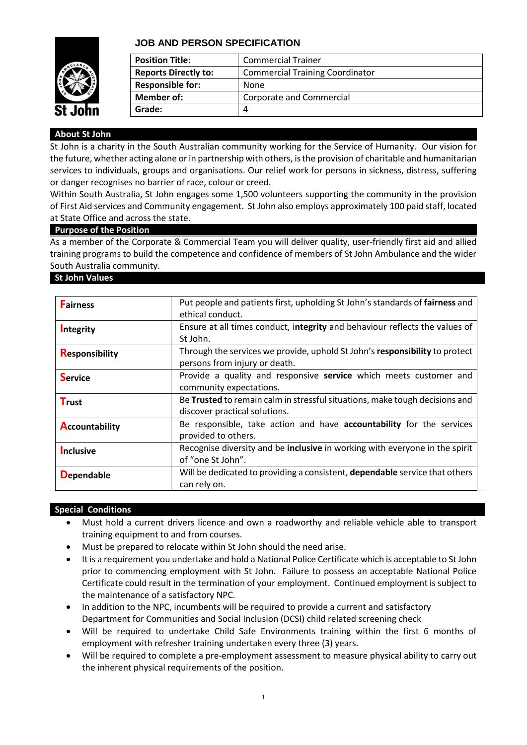## JOB AND PERSON SPECIFICATION

| | |
|---|---|
| **Position Title:** | Commercial Trainer |
| **Reports Directly to:** | Commercial Training Coordinator |
| **Responsible for:** | None |
| **Member of:** | Corporate and Commercial |
| **Grade:** | 4 |

### About St John

St John is a charity in the South Australian community working for the Service of Humanity. Our vision for the future, whether acting alone or in partnership with others, is the provision of charitable and humanitarian services to individuals, groups and organisations. Our relief work for persons in sickness, distress, suffering or danger recognises no barrier of race, colour or creed.

Within South Australia, St John engages some 1,500 volunteers supporting the community in the provision of First Aid services and Community engagement. St John also employs approximately 100 paid staff, located at State Office and across the state.

### Purpose of the Position

As a member of the Corporate & Commercial Team you will deliver quality, user-friendly first aid and allied training programs to build the competence and confidence of members of St John Ambulance and the wider South Australia community.

### St John Values

| | |
|---|---|
| **Fairness** | Put people and patients first, upholding St John's standards of **fairness** and ethical conduct. |
| **Integrity** | Ensure at all times conduct, i**ntegrity** and behaviour reflects the values of St John. |
| **Responsibility** | Through the services we provide, uphold St John's **responsibility** to protect persons from injury or death. |
| **Service** | Provide a quality and responsive **service** which meets customer and community expectations. |
| **Trust** | Be **Trusted** to remain calm in stressful situations, make tough decisions and discover practical solutions. |
| **Accountability** | Be responsible, take action and have **accountability** for the services provided to others. |
| **Inclusive** | Recognise diversity and be **inclusive** in working with everyone in the spirit of "one St John". |
| **Dependable** | Will be dedicated to providing a consistent, **dependable** service that others can rely on. |

### Special Conditions

- Must hold a current drivers licence and own a roadworthy and reliable vehicle able to transport training equipment to and from courses.
- Must be prepared to relocate within St John should the need arise.
- It is a requirement you undertake and hold a National Police Certificate which is acceptable to St John prior to commencing employment with St John. Failure to possess an acceptable National Police Certificate could result in the termination of your employment. Continued employment is subject to the maintenance of a satisfactory NPC.
- In addition to the NPC, incumbents will be required to provide a current and satisfactory Department for Communities and Social Inclusion (DCSI) child related screening check
- Will be required to undertake Child Safe Environments training within the first 6 months of employment with refresher training undertaken every three (3) years.
- Will be required to complete a pre-employment assessment to measure physical ability to carry out the inherent physical requirements of the position.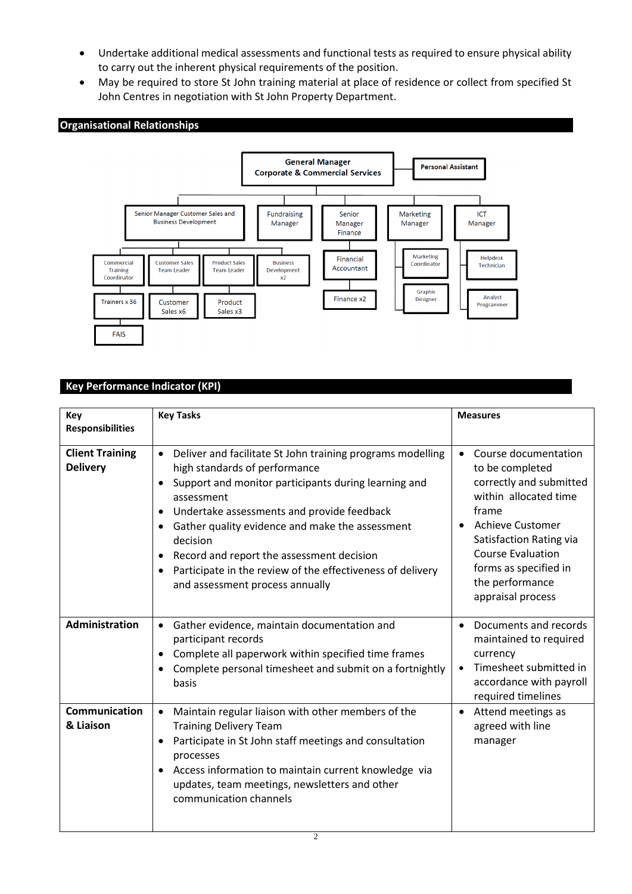- Undertake additional medical assessments and functional tests as required to ensure physical ability to carry out the inherent physical requirements of the position.
- May be required to store St John training material at place of residence or collect from specified St John Centres in negotiation with St John Property Department.

## Organisational Relationships

General Manager Corporate & Commercial Services

Personal Assistant

Senior Manager Customer Sales and Business Development

Fundraising Manager

Senior Manager Finance

Marketing Manager

ICT Manager

Commercial Training Coordinator

Customer Sales Team Leader

Product Sales Team Leader

Business Development x2

Financial Accountant

Marketing Coordinator

Helpdesk Technician

Trainers x 36

Customer Sales x6

Product Sales x3

Finance x2

Graphic Designer

Analyst Programmer

FAIS

## Key Performance Indicator (KPI)

| Key Responsibilities | Key Tasks | Measures |
|---|---|---|
| **Client Training Delivery** | • Deliver and facilitate St John training programs modelling high standards of performance<br>• Support and monitor participants during learning and assessment<br>• Undertake assessments and provide feedback<br>• Gather quality evidence and make the assessment decision<br>• Record and report the assessment decision<br>• Participate in the review of the effectiveness of delivery and assessment process annually | • Course documentation to be completed correctly and submitted within allocated time frame<br>• Achieve Customer Satisfaction Rating via Course Evaluation forms as specified in the performance appraisal process |
| **Administration** | • Gather evidence, maintain documentation and participant records<br>• Complete all paperwork within specified time frames<br>• Complete personal timesheet and submit on a fortnightly basis | • Documents and records maintained to required currency<br>• Timesheet submitted in accordance with payroll required timelines |
| **Communication & Liaison** | • Maintain regular liaison with other members of the Training Delivery Team<br>• Participate in St John staff meetings and consultation processes<br>• Access information to maintain current knowledge via updates, team meetings, newsletters and other communication channels | • Attend meetings as agreed with line manager |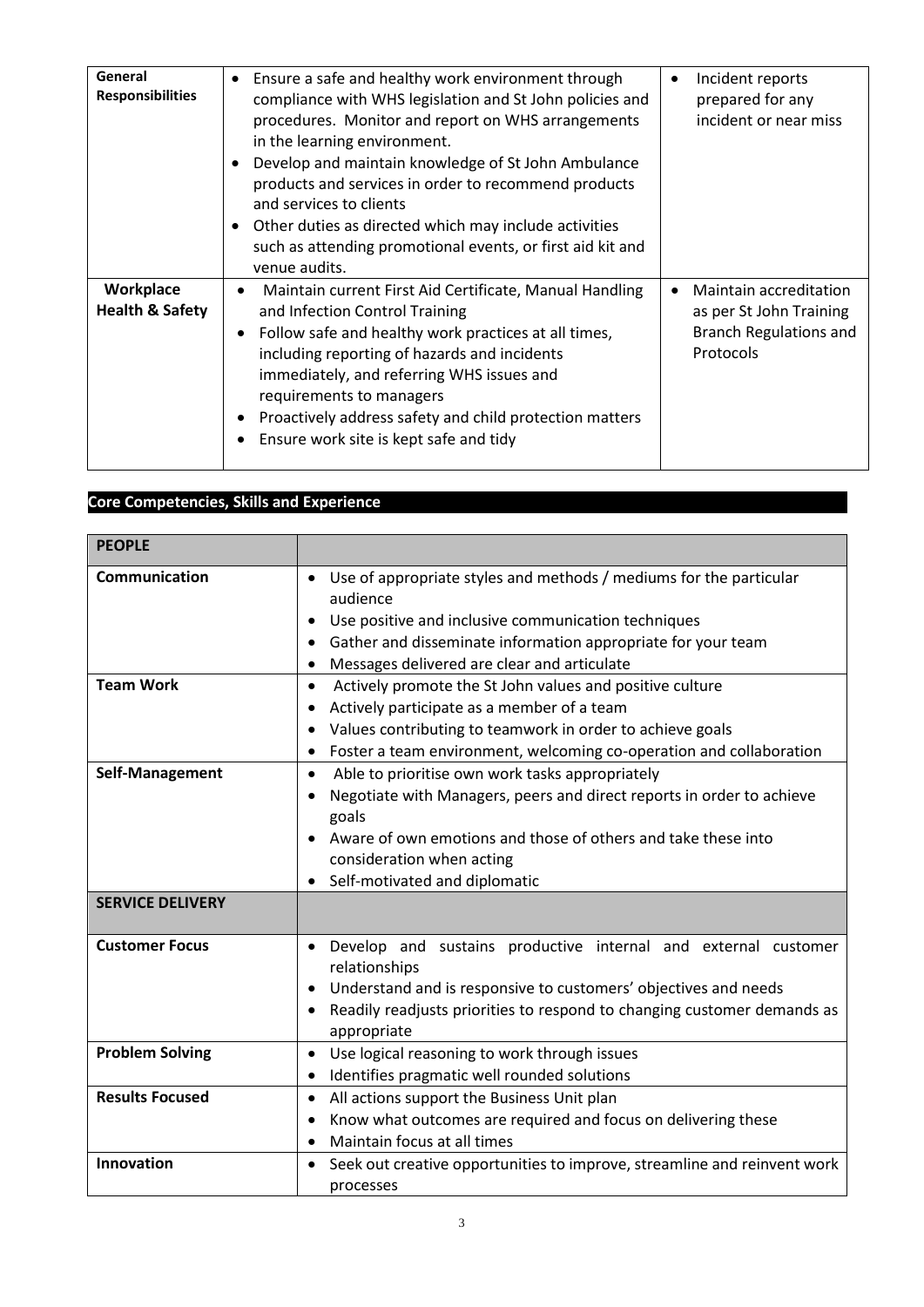| | | |
|---|---|---|
| **General Responsibilities** | • Ensure a safe and healthy work environment through compliance with WHS legislation and St John policies and procedures. Monitor and report on WHS arrangements in the learning environment.<br>• Develop and maintain knowledge of St John Ambulance products and services in order to recommend products and services to clients<br>• Other duties as directed which may include activities such as attending promotional events, or first aid kit and venue audits. | • Incident reports prepared for any incident or near miss |
| **Workplace Health & Safety** | • Maintain current First Aid Certificate, Manual Handling and Infection Control Training<br>• Follow safe and healthy work practices at all times, including reporting of hazards and incidents immediately, and referring WHS issues and requirements to managers<br>• Proactively address safety and child protection matters<br>• Ensure work site is kept safe and tidy | • Maintain accreditation as per St John Training Branch Regulations and Protocols |

## Core Competencies, Skills and Experience

| **PEOPLE** | |
|---|---|
| **Communication** | • Use of appropriate styles and methods / mediums for the particular audience<br>• Use positive and inclusive communication techniques<br>• Gather and disseminate information appropriate for your team<br>• Messages delivered are clear and articulate |
| **Team Work** | • Actively promote the St John values and positive culture<br>• Actively participate as a member of a team<br>• Values contributing to teamwork in order to achieve goals<br>• Foster a team environment, welcoming co-operation and collaboration |
| **Self-Management** | • Able to prioritise own work tasks appropriately<br>• Negotiate with Managers, peers and direct reports in order to achieve goals<br>• Aware of own emotions and those of others and take these into consideration when acting<br>• Self-motivated and diplomatic |
| **SERVICE DELIVERY** | |
| **Customer Focus** | • Develop and sustains productive internal and external customer relationships<br>• Understand and is responsive to customers' objectives and needs<br>• Readily readjusts priorities to respond to changing customer demands as appropriate |
| **Problem Solving** | • Use logical reasoning to work through issues<br>• Identifies pragmatic well rounded solutions |
| **Results Focused** | • All actions support the Business Unit plan<br>• Know what outcomes are required and focus on delivering these<br>• Maintain focus at all times |
| **Innovation** | • Seek out creative opportunities to improve, streamline and reinvent work processes |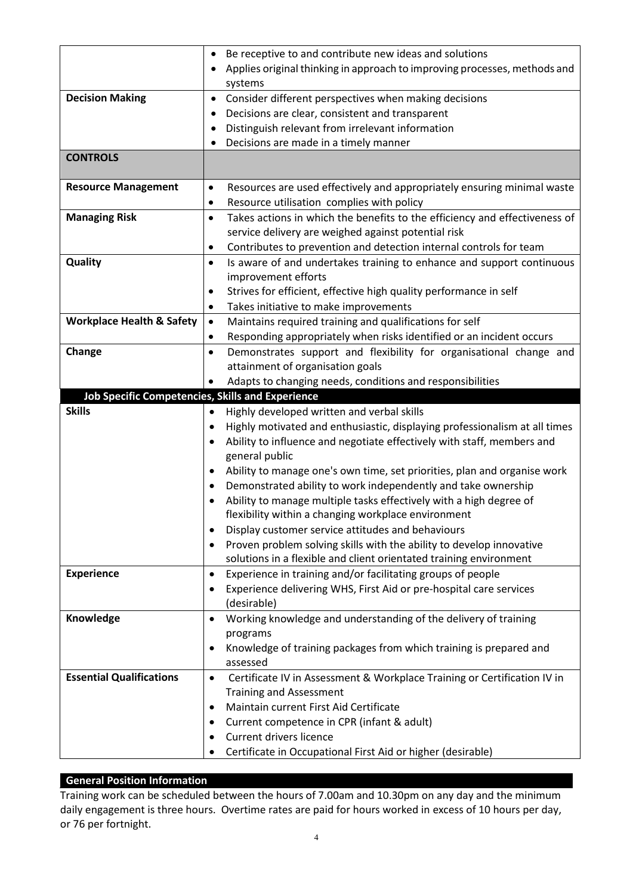| | |
|---|---|
| | • Be receptive to and contribute new ideas and solutions<br>• Applies original thinking in approach to improving processes, methods and systems |
| **Decision Making** | • Consider different perspectives when making decisions<br>• Decisions are clear, consistent and transparent<br>• Distinguish relevant from irrelevant information<br>• Decisions are made in a timely manner |
| **CONTROLS** | |
| **Resource Management** | • Resources are used effectively and appropriately ensuring minimal waste<br>• Resource utilisation complies with policy |
| **Managing Risk** | • Takes actions in which the benefits to the efficiency and effectiveness of service delivery are weighed against potential risk<br>• Contributes to prevention and detection internal controls for team |
| **Quality** | • Is aware of and undertakes training to enhance and support continuous improvement efforts<br>• Strives for efficient, effective high quality performance in self<br>• Takes initiative to make improvements |
| **Workplace Health & Safety** | • Maintains required training and qualifications for self<br>• Responding appropriately when risks identified or an incident occurs |
| **Change** | • Demonstrates support and flexibility for organisational change and attainment of organisation goals<br>• Adapts to changing needs, conditions and responsibilities |
| **Job Specific Competencies, Skills and Experience** | |
| **Skills** | • Highly developed written and verbal skills<br>• Highly motivated and enthusiastic, displaying professionalism at all times<br>• Ability to influence and negotiate effectively with staff, members and general public<br>• Ability to manage one's own time, set priorities, plan and organise work<br>• Demonstrated ability to work independently and take ownership<br>• Ability to manage multiple tasks effectively with a high degree of flexibility within a changing workplace environment<br>• Display customer service attitudes and behaviours<br>• Proven problem solving skills with the ability to develop innovative solutions in a flexible and client orientated training environment |
| **Experience** | • Experience in training and/or facilitating groups of people<br>• Experience delivering WHS, First Aid or pre-hospital care services (desirable) |
| **Knowledge** | • Working knowledge and understanding of the delivery of training programs<br>• Knowledge of training packages from which training is prepared and assessed |
| **Essential Qualifications** | • Certificate IV in Assessment & Workplace Training or Certification IV in Training and Assessment<br>• Maintain current First Aid Certificate<br>• Current competence in CPR (infant & adult)<br>• Current drivers licence<br>• Certificate in Occupational First Aid or higher (desirable) |

## General Position Information

Training work can be scheduled between the hours of 7.00am and 10.30pm on any day and the minimum daily engagement is three hours. Overtime rates are paid for hours worked in excess of 10 hours per day, or 76 per fortnight.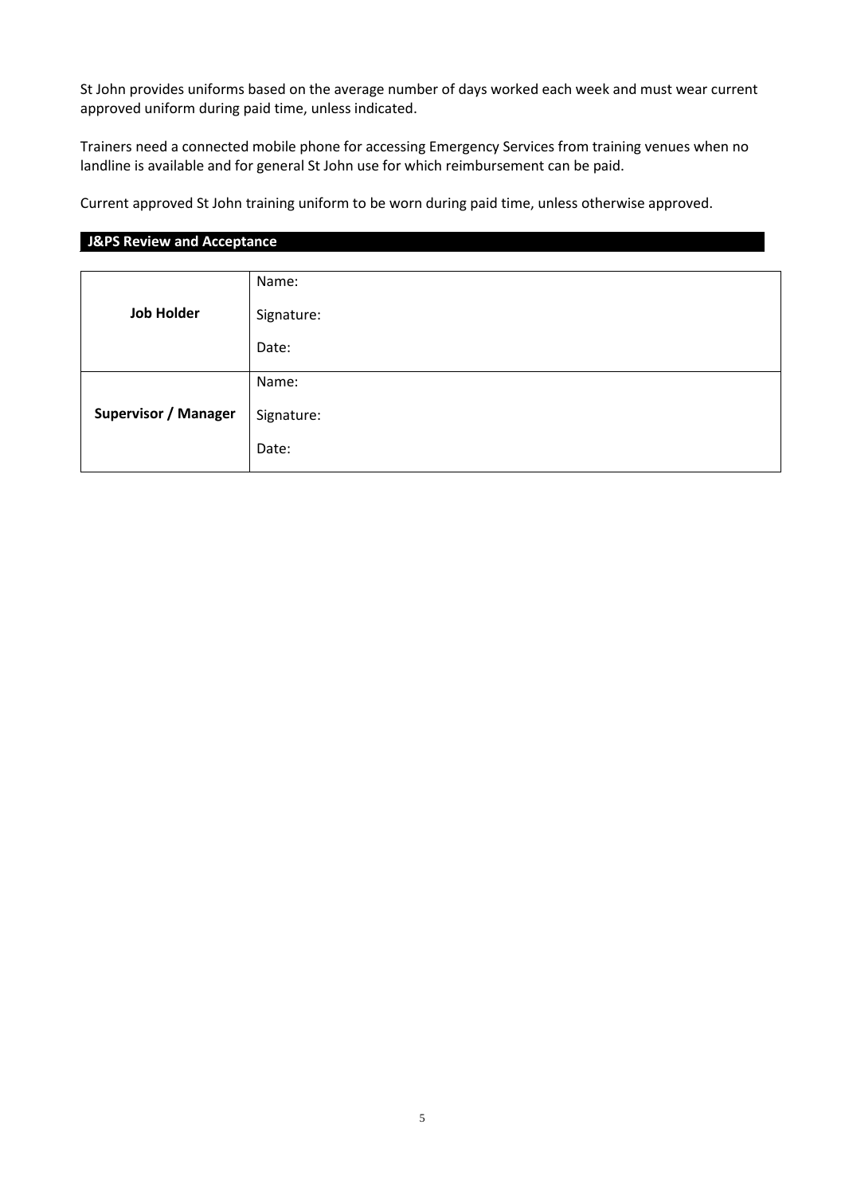St John provides uniforms based on the average number of days worked each week and must wear current approved uniform during paid time, unless indicated.

Trainers need a connected mobile phone for accessing Emergency Services from training venues when no landline is available and for general St John use for which reimbursement can be paid.

Current approved St John training uniform to be worn during paid time, unless otherwise approved.

## J&PS Review and Acceptance

| | |
|---|---|
| **Job Holder** | Name:<br>Signature:<br>Date: |
| **Supervisor / Manager** | Name:<br>Signature:<br>Date: |